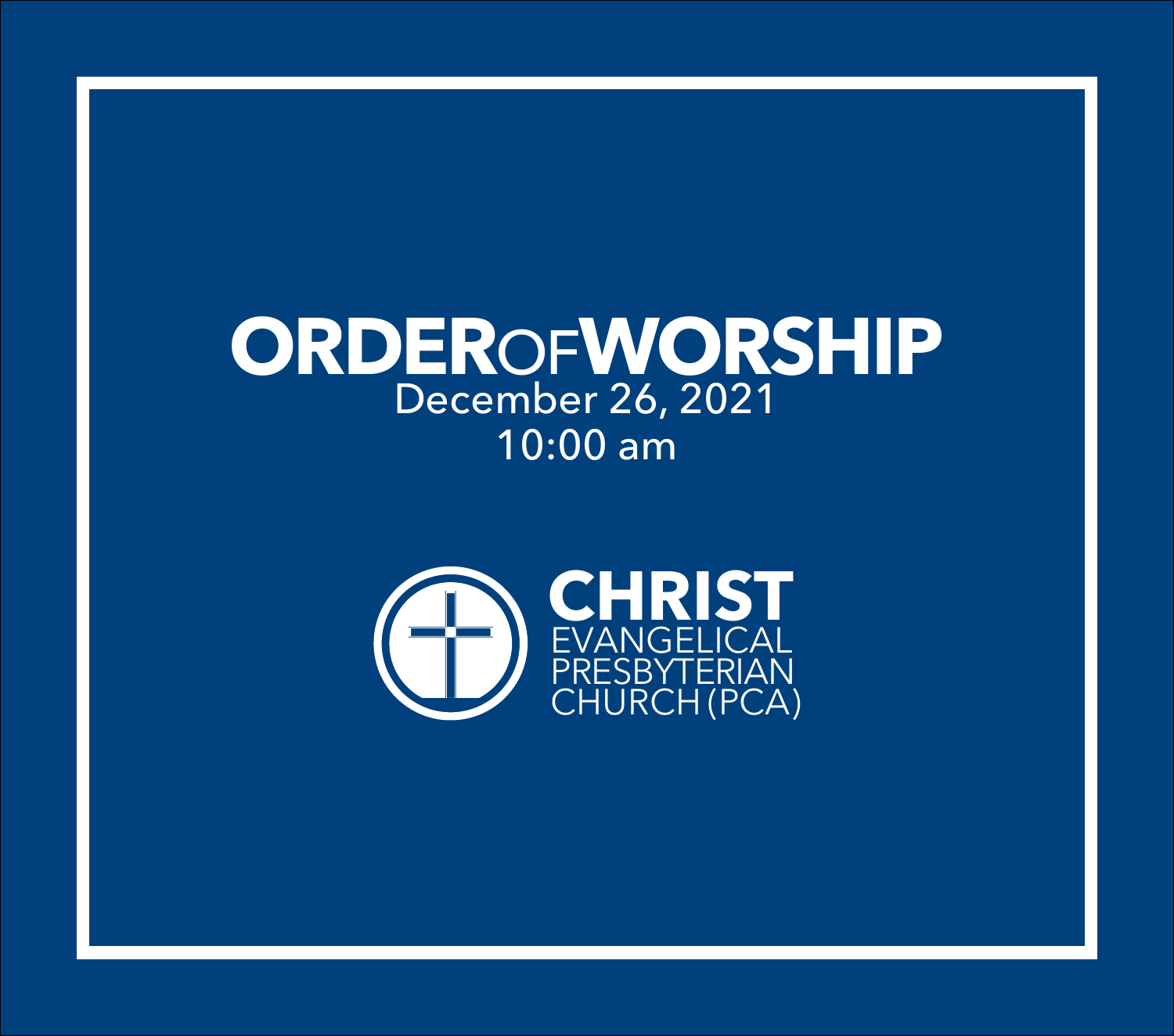# ORDER OF WORSHIP

December 26, 2021
10:00 am

**CHRIST**
EVANGELICAL
PRESBYTERIAN
CHURCH (PCA)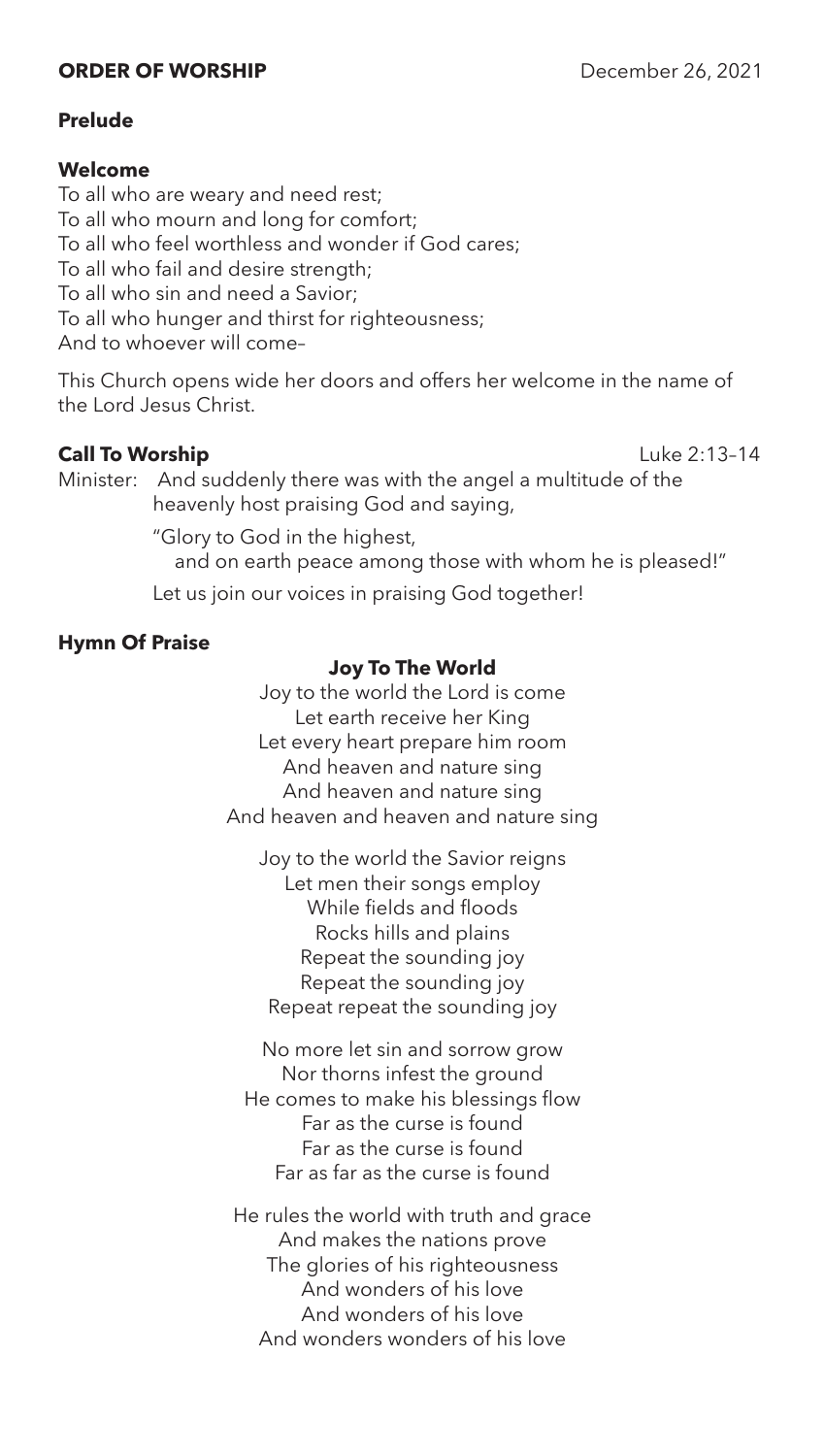**ORDER OF WORSHIP** December 26, 2021

**Prelude**

**Welcome**

To all who are weary and need rest;
To all who mourn and long for comfort;
To all who feel worthless and wonder if God cares;
To all who fail and desire strength;
To all who sin and need a Savior;
To all who hunger and thirst for righteousness;
And to whoever will come–

This Church opens wide her doors and offers her welcome in the name of the Lord Jesus Christ.

**Call To Worship** Luke 2:13–14

Minister: And suddenly there was with the angel a multitude of the heavenly host praising God and saying,

"Glory to God in the highest,
and on earth peace among those with whom he is pleased!"

Let us join our voices in praising God together!

**Hymn Of Praise**

**Joy To The World**

Joy to the world the Lord is come
Let earth receive her King
Let every heart prepare him room
And heaven and nature sing
And heaven and nature sing
And heaven and heaven and nature sing

Joy to the world the Savior reigns
Let men their songs employ
While fields and floods
Rocks hills and plains
Repeat the sounding joy
Repeat the sounding joy
Repeat repeat the sounding joy

No more let sin and sorrow grow
Nor thorns infest the ground
He comes to make his blessings flow
Far as the curse is found
Far as the curse is found
Far as far as the curse is found

He rules the world with truth and grace
And makes the nations prove
The glories of his righteousness
And wonders of his love
And wonders of his love
And wonders wonders of his love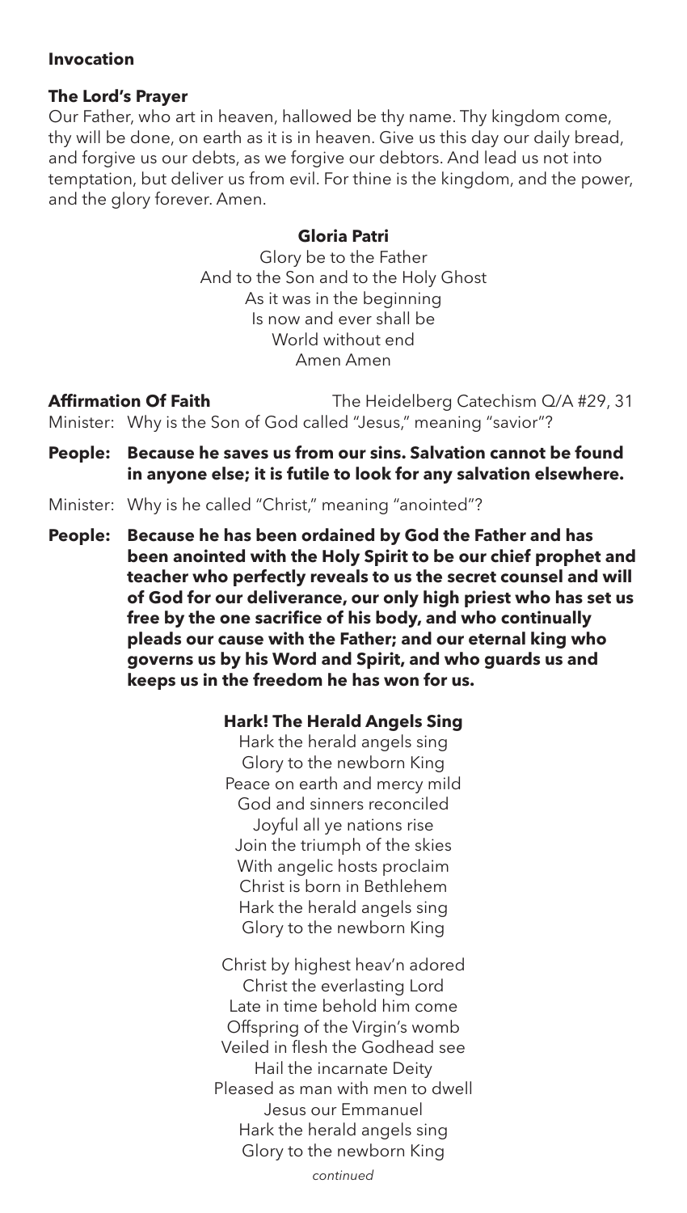**Invocation**

**The Lord's Prayer**

Our Father, who art in heaven, hallowed be thy name. Thy kingdom come, thy will be done, on earth as it is in heaven. Give us this day our daily bread, and forgive us our debts, as we forgive our debtors. And lead us not into temptation, but deliver us from evil. For thine is the kingdom, and the power, and the glory forever. Amen.

**Gloria Patri**

Glory be to the Father
And to the Son and to the Holy Ghost
As it was in the beginning
Is now and ever shall be
World without end
Amen Amen

**Affirmation Of Faith** The Heidelberg Catechism Q/A #29, 31

Minister: Why is the Son of God called "Jesus," meaning "savior"?

**People: Because he saves us from our sins. Salvation cannot be found in anyone else; it is futile to look for any salvation elsewhere.**

Minister: Why is he called "Christ," meaning "anointed"?

**People: Because he has been ordained by God the Father and has been anointed with the Holy Spirit to be our chief prophet and teacher who perfectly reveals to us the secret counsel and will of God for our deliverance, our only high priest who has set us free by the one sacrifice of his body, and who continually pleads our cause with the Father; and our eternal king who governs us by his Word and Spirit, and who guards us and keeps us in the freedom he has won for us.**

**Hark! The Herald Angels Sing**

Hark the herald angels sing
Glory to the newborn King
Peace on earth and mercy mild
God and sinners reconciled
Joyful all ye nations rise
Join the triumph of the skies
With angelic hosts proclaim
Christ is born in Bethlehem
Hark the herald angels sing
Glory to the newborn King

Christ by highest heav'n adored
Christ the everlasting Lord
Late in time behold him come
Offspring of the Virgin's womb
Veiled in flesh the Godhead see
Hail the incarnate Deity
Pleased as man with men to dwell
Jesus our Emmanuel
Hark the herald angels sing
Glory to the newborn King

*continued*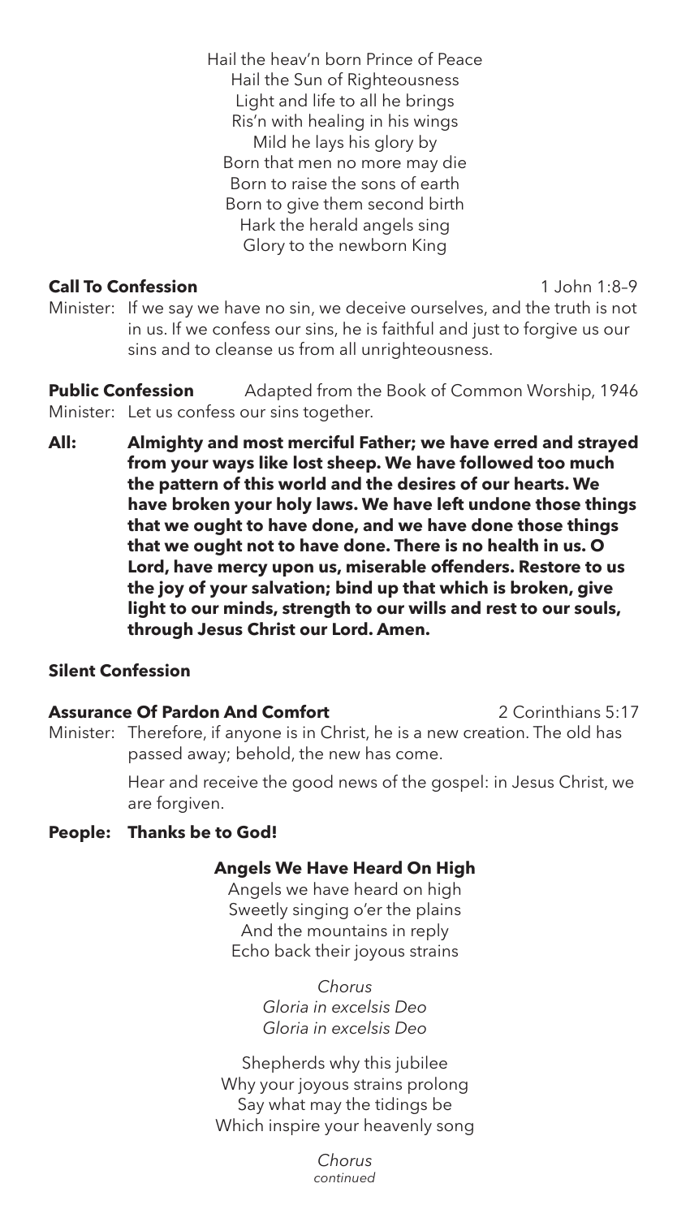Hail the heav'n born Prince of Peace
Hail the Sun of Righteousness
Light and life to all he brings
Ris'n with healing in his wings
Mild he lays his glory by
Born that men no more may die
Born to raise the sons of earth
Born to give them second birth
Hark the herald angels sing
Glory to the newborn King

**Call To Confession** 1 John 1:8–9

Minister: If we say we have no sin, we deceive ourselves, and the truth is not in us. If we confess our sins, he is faithful and just to forgive us our sins and to cleanse us from all unrighteousness.

**Public Confession** Adapted from the Book of Common Worship, 1946

Minister: Let us confess our sins together.

**All: Almighty and most merciful Father; we have erred and strayed from your ways like lost sheep. We have followed too much the pattern of this world and the desires of our hearts. We have broken your holy laws. We have left undone those things that we ought to have done, and we have done those things that we ought not to have done. There is no health in us. O Lord, have mercy upon us, miserable offenders. Restore to us the joy of your salvation; bind up that which is broken, give light to our minds, strength to our wills and rest to our souls, through Jesus Christ our Lord. Amen.**

**Silent Confession**

**Assurance Of Pardon And Comfort** 2 Corinthians 5:17

Minister: Therefore, if anyone is in Christ, he is a new creation. The old has passed away; behold, the new has come.

Hear and receive the good news of the gospel: in Jesus Christ, we are forgiven.

**People: Thanks be to God!**

**Angels We Have Heard On High**

Angels we have heard on high
Sweetly singing o'er the plains
And the mountains in reply
Echo back their joyous strains

*Chorus*
*Gloria in excelsis Deo*
*Gloria in excelsis Deo*

Shepherds why this jubilee
Why your joyous strains prolong
Say what may the tidings be
Which inspire your heavenly song

*Chorus*
*continued*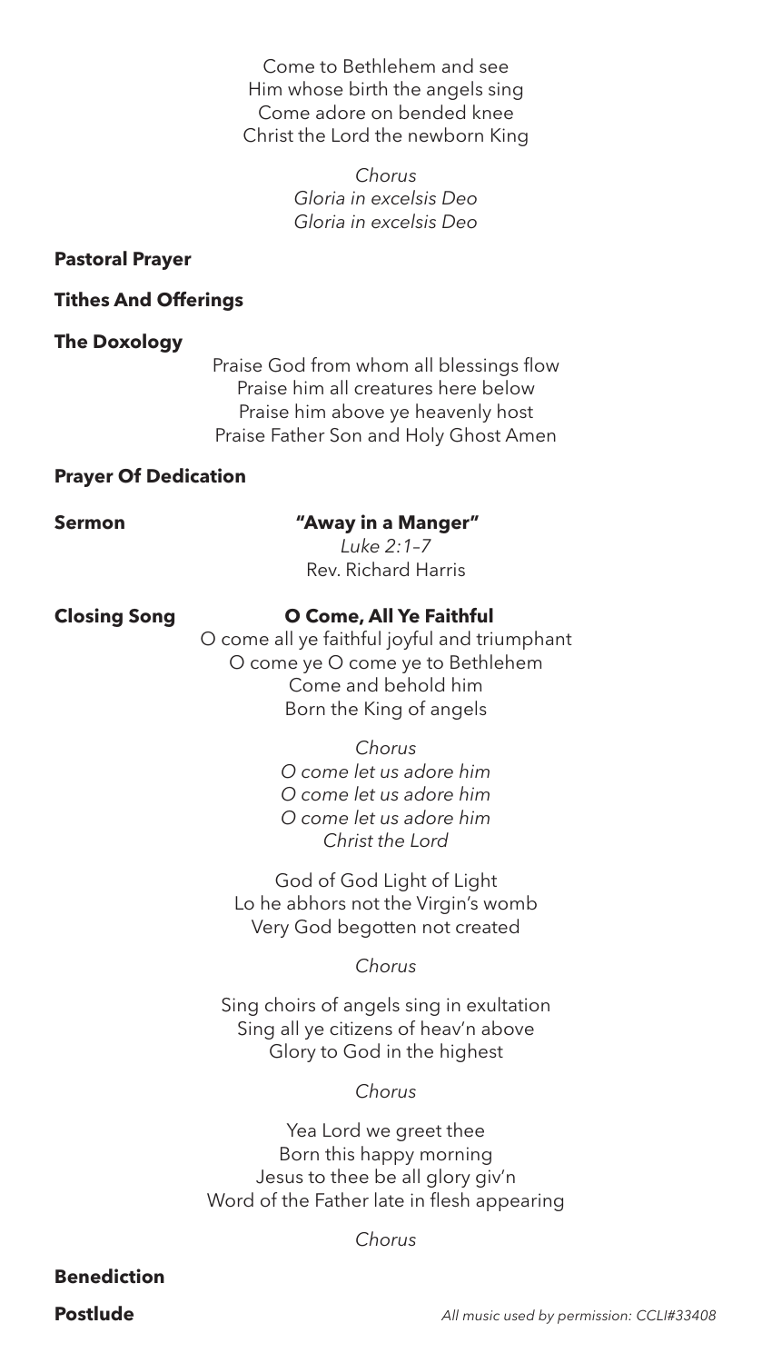Come to Bethlehem and see
Him whose birth the angels sing
Come adore on bended knee
Christ the Lord the newborn King

*Chorus*
*Gloria in excelsis Deo*
*Gloria in excelsis Deo*

**Pastoral Prayer**

**Tithes And Offerings**

**The Doxology**

Praise God from whom all blessings flow
Praise him all creatures here below
Praise him above ye heavenly host
Praise Father Son and Holy Ghost Amen

**Prayer Of Dedication**

**Sermon** **"Away in a Manger"**
*Luke 2:1–7*
Rev. Richard Harris

**Closing Song** **O Come, All Ye Faithful**

O come all ye faithful joyful and triumphant
O come ye O come ye to Bethlehem
Come and behold him
Born the King of angels

*Chorus*
*O come let us adore him*
*O come let us adore him*
*O come let us adore him*
*Christ the Lord*

God of God Light of Light
Lo he abhors not the Virgin's womb
Very God begotten not created

*Chorus*

Sing choirs of angels sing in exultation
Sing all ye citizens of heav'n above
Glory to God in the highest

*Chorus*

Yea Lord we greet thee
Born this happy morning
Jesus to thee be all glory giv'n
Word of the Father late in flesh appearing

*Chorus*

**Benediction**

**Postlude**

*All music used by permission: CCLI#33408*